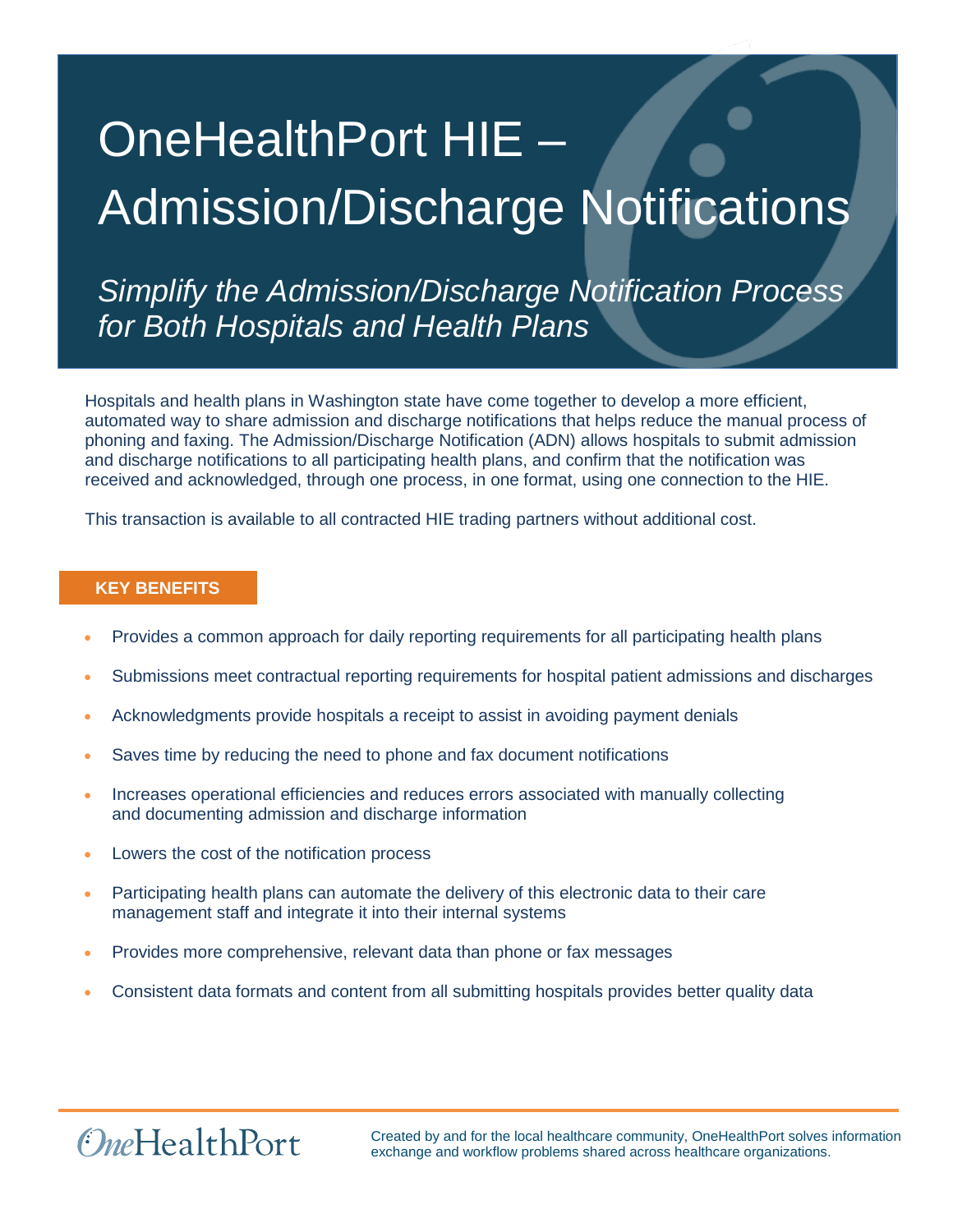# OneHealthPort HIE – Admission/Discharge Notifications

*Simplify the Admission/Discharge Notification Process for Both Hospitals and Health Plans*

Hospitals and health plans in Washington state have come together to develop a more efficient, automated way to share admission and discharge notifications that helps reduce the manual process of phoning and faxing. The Admission/Discharge Notification (ADN) allows hospitals to submit admission and discharge notifications to all participating health plans, and confirm that the notification was received and acknowledged, through one process, in one format, using one connection to the HIE.

This transaction is available to all contracted HIE trading partners without additional cost.

## KEY BENEFITS

- Provides a common approach for daily reporting requirements for all participating health plans
- Submissions meet contractual reporting requirements for hospital patient admissions and discharges
- Acknowledgments provide hospitals a receipt to assist in avoiding payment denials
- Saves time by reducing the need to phone and fax document notifications
- Increases operational efficiencies and reduces errors associated with manually collecting and documenting admission and discharge information
- Lowers the cost of the notification process
- Participating health plans can automate the delivery of this electronic data to their care management staff and integrate it into their internal systems
- Provides more comprehensive, relevant data than phone or fax messages
- Consistent data formats and content from all submitting hospitals provides better quality data

OneHealthPort

Created by and for the local healthcare community, OneHealthPort solves information exchange and workflow problems shared across healthcare organizations.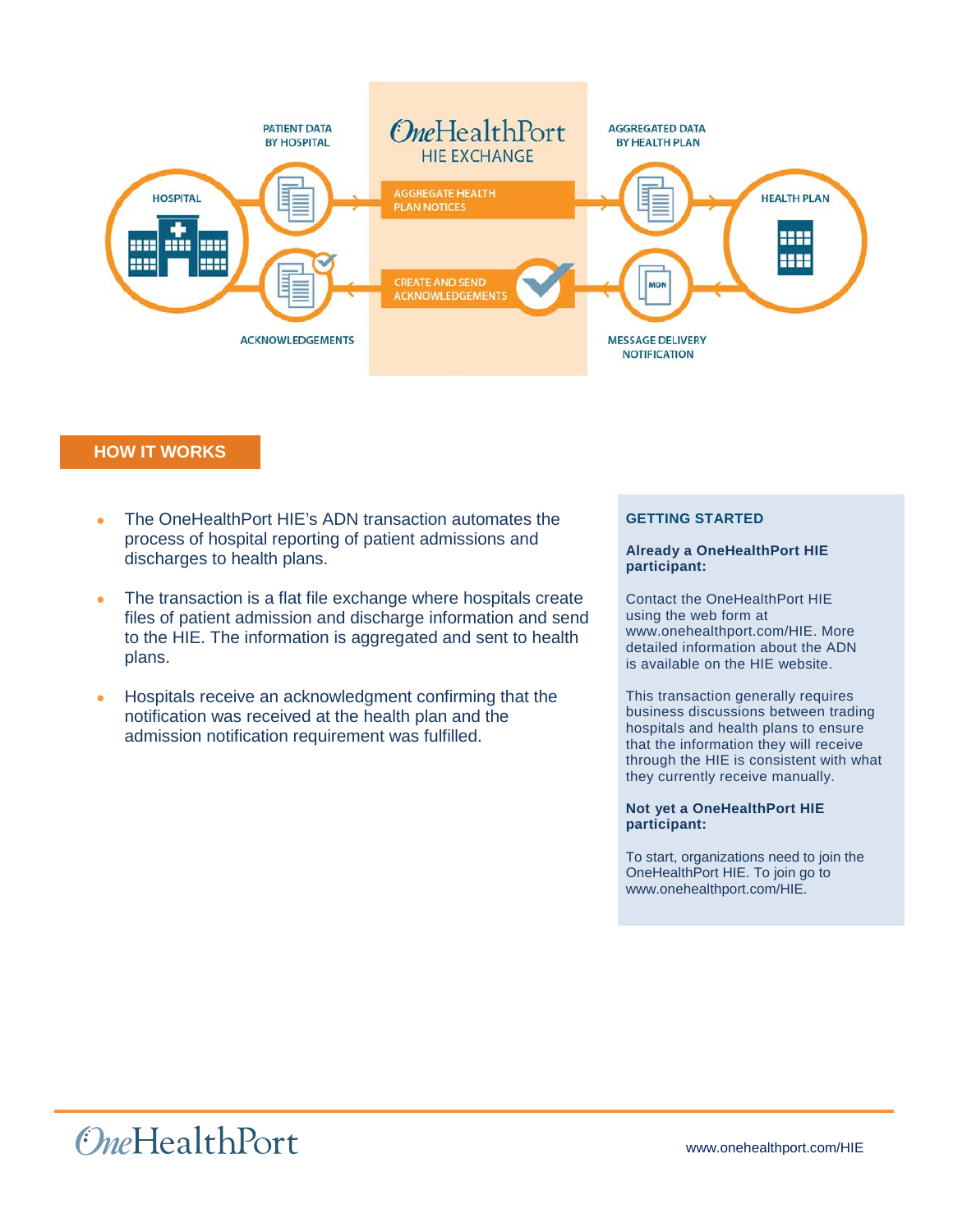PATIENT DATA BY HOSPITAL

OneHealthPort HIE EXCHANGE

AGGREGATED DATA BY HEALTH PLAN

HOSPITAL

AGGREGATE HEALTH PLAN NOTICES

HEALTH PLAN

CREATE AND SEND ACKNOWLEDGEMENTS

MDN

ACKNOWLEDGEMENTS

MESSAGE DELIVERY NOTIFICATION

## HOW IT WORKS

- The OneHealthPort HIE's ADN transaction automates the process of hospital reporting of patient admissions and discharges to health plans.
- The transaction is a flat file exchange where hospitals create files of patient admission and discharge information and send to the HIE. The information is aggregated and sent to health plans.
- Hospitals receive an acknowledgment confirming that the notification was received at the health plan and the admission notification requirement was fulfilled.

### GETTING STARTED

**Already a OneHealthPort HIE participant:**

Contact the OneHealthPort HIE using the web form at www.onehealthport.com/HIE. More detailed information about the ADN is available on the HIE website.

This transaction generally requires business discussions between trading hospitals and health plans to ensure that the information they will receive through the HIE is consistent with what they currently receive manually.

**Not yet a OneHealthPort HIE participant:**

To start, organizations need to join the OneHealthPort HIE. To join go to www.onehealthport.com/HIE.